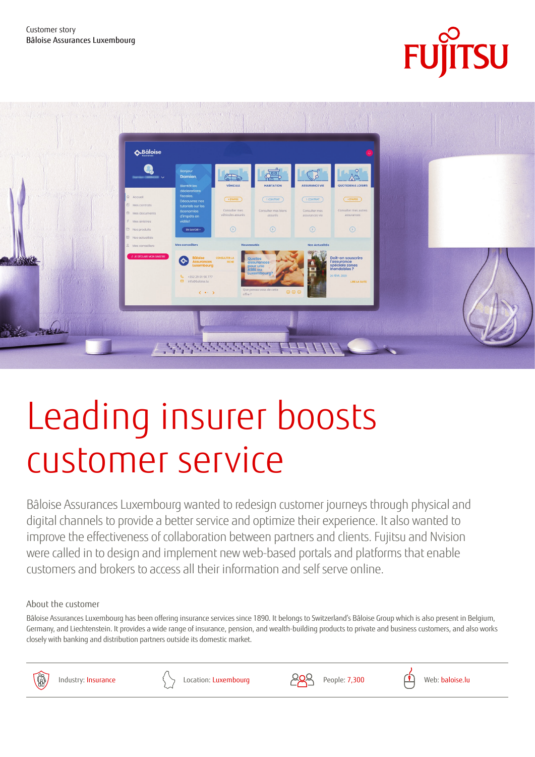Customer story
Bâloise Assurances Luxembourg

FUJITSU

# Leading insurer boosts customer service

Bâloise Assurances Luxembourg wanted to redesign customer journeys through physical and digital channels to provide a better service and optimize their experience. It also wanted to improve the effectiveness of collaboration between partners and clients. Fujitsu and Nvision were called in to design and implement new web-based portals and platforms that enable customers and brokers to access all their information and self serve online.

## About the customer

Bâloise Assurances Luxembourg has been offering insurance services since 1890. It belongs to Switzerland's Bâloise Group which is also present in Belgium, Germany, and Liechtenstein. It provides a wide range of insurance, pension, and wealth-building products to private and business customers, and also works closely with banking and distribution partners outside its domestic market.

Industry: Insurance

Location: Luxembourg

People: 7,300

Web: baloise.lu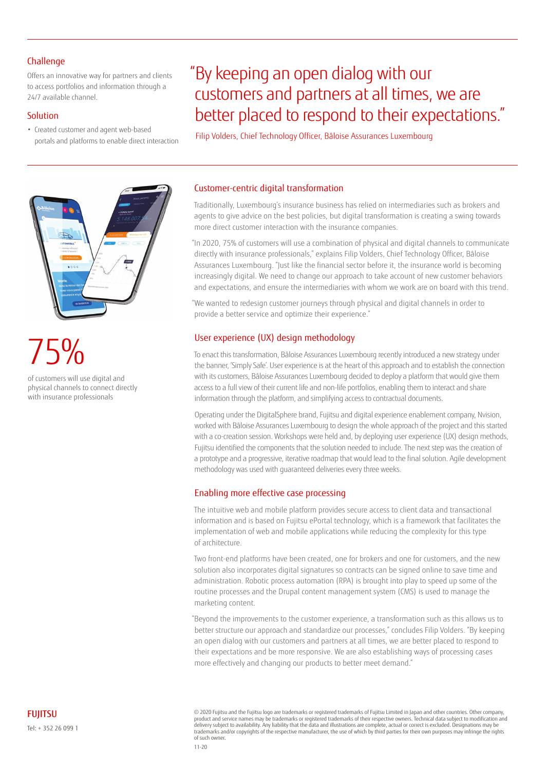## Challenge

Offers an innovative way for partners and clients to access portfolios and information through a 24/7 available channel.

## Solution

- Created customer and agent web-based portals and platforms to enable direct interaction

> "By keeping an open dialog with our customers and partners at all times, we are better placed to respond to their expectations."
>
> Filip Volders, Chief Technology Officer, Bâloise Assurances Luxembourg

# 75%

of customers will use digital and physical channels to connect directly with insurance professionals

## Customer-centric digital transformation

Traditionally, Luxembourg's insurance business has relied on intermediaries such as brokers and agents to give advice on the best policies, but digital transformation is creating a swing towards more direct customer interaction with the insurance companies.

"In 2020, 75% of customers will use a combination of physical and digital channels to communicate directly with insurance professionals," explains Filip Volders, Chief Technology Officer, Bâloise Assurances Luxembourg. "Just like the financial sector before it, the insurance world is becoming increasingly digital. We need to change our approach to take account of new customer behaviors and expectations, and ensure the intermediaries with whom we work are on board with this trend.

"We wanted to redesign customer journeys through physical and digital channels in order to provide a better service and optimize their experience."

## User experience (UX) design methodology

To enact this transformation, Bâloise Assurances Luxembourg recently introduced a new strategy under the banner, 'Simply Safe'. User experience is at the heart of this approach and to establish the connection with its customers, Bâloise Assurances Luxembourg decided to deploy a platform that would give them access to a full view of their current life and non-life portfolios, enabling them to interact and share information through the platform, and simplifying access to contractual documents.

Operating under the DigitalSphere brand, Fujitsu and digital experience enablement company, Nvision, worked with Bâloise Assurances Luxembourg to design the whole approach of the project and this started with a co-creation session. Workshops were held and, by deploying user experience (UX) design methods, Fujitsu identified the components that the solution needed to include. The next step was the creation of a prototype and a progressive, iterative roadmap that would lead to the final solution. Agile development methodology was used with guaranteed deliveries every three weeks.

## Enabling more effective case processing

The intuitive web and mobile platform provides secure access to client data and transactional information and is based on Fujitsu ePortal technology, which is a framework that facilitates the implementation of web and mobile applications while reducing the complexity for this type of architecture.

Two front-end platforms have been created, one for brokers and one for customers, and the new solution also incorporates digital signatures so contracts can be signed online to save time and administration. Robotic process automation (RPA) is brought into play to speed up some of the routine processes and the Drupal content management system (CMS) is used to manage the marketing content.

"Beyond the improvements to the customer experience, a transformation such as this allows us to better structure our approach and standardize our processes," concludes Filip Volders. "By keeping an open dialog with our customers and partners at all times, we are better placed to respond to their expectations and be more responsive. We are also establishing ways of processing cases more effectively and changing our products to better meet demand."

**FUJITSU**

Tel: + 352 26 099 1

© 2020 Fujitsu and the Fujitsu logo are trademarks or registered trademarks of Fujitsu Limited in Japan and other countries. Other company, product and service names may be trademarks or registered trademarks of their respective owners. Technical data subject to modification and delivery subject to availability. Any liability that the data and illustrations are complete, actual or correct is excluded. Designations may be trademarks and/or copyrights of the respective manufacturer, the use of which by third parties for their own purposes may infringe the rights of such owner.

11-20